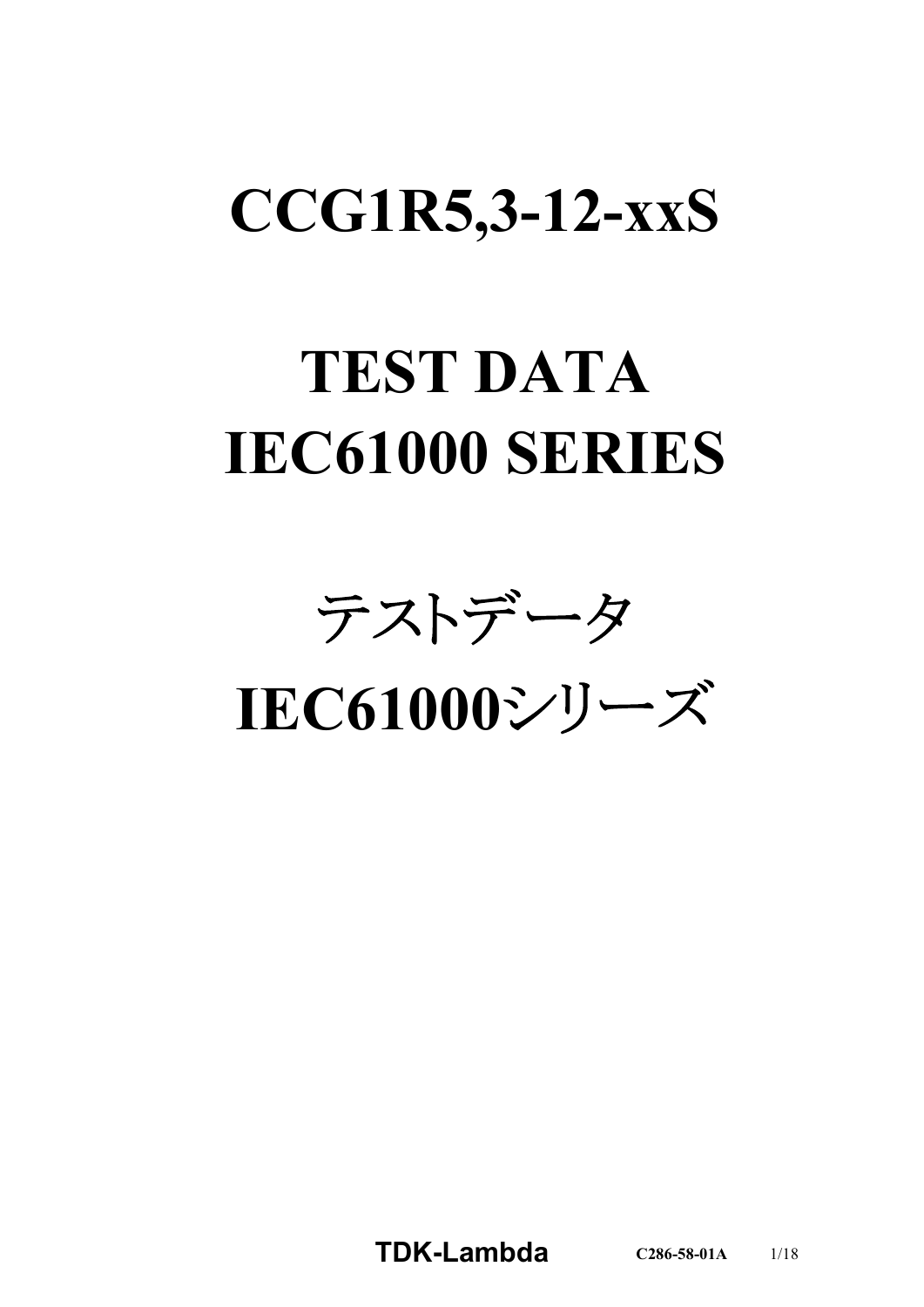# CCG1R5,3-12-xxS

# TEST DATA
# IEC61000 SERIES

# テストデータ
# IEC61000シリーズ

**TDK-Lambda** **C286-58-01A**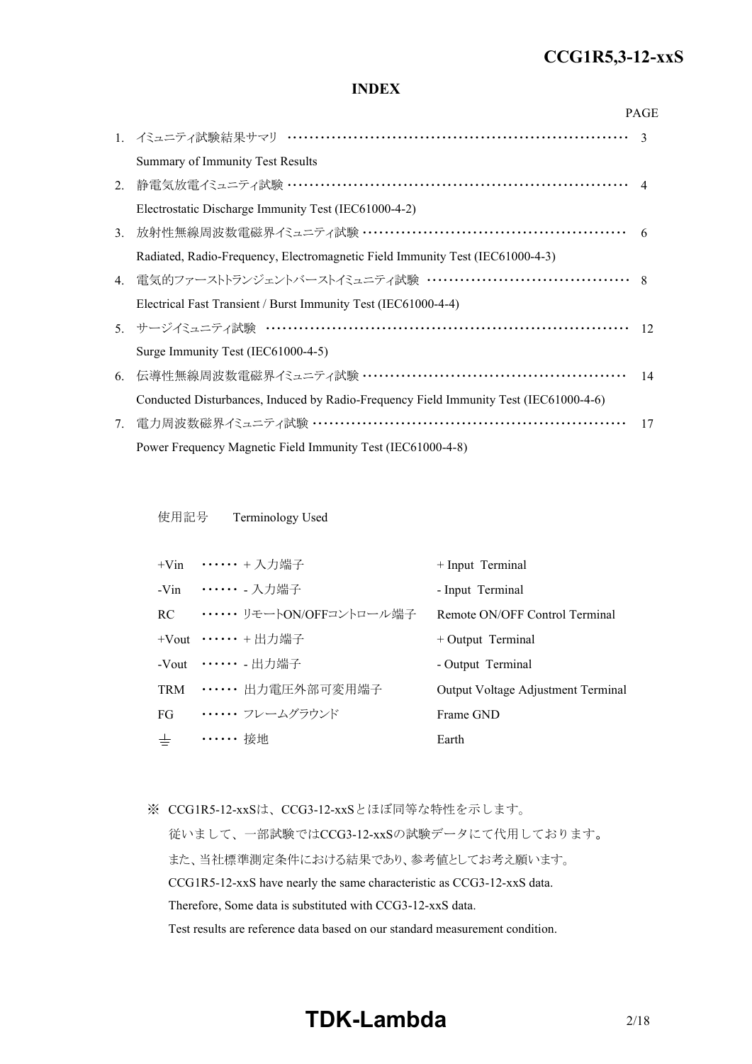## INDEX

| | | PAGE |
|---|---|---|
| 1. | イミュニティ試験結果サマリ<br>Summary of Immunity Test Results | 3 |
| 2. | 静電気放電イミュニティ試験<br>Electrostatic Discharge Immunity Test (IEC61000-4-2) | 4 |
| 3. | 放射性無線周波数電磁界イミュニティ試験<br>Radiated, Radio-Frequency, Electromagnetic Field Immunity Test (IEC61000-4-3) | 6 |
| 4. | 電気的ファーストトランジェントバーストイミュニティ試験<br>Electrical Fast Transient / Burst Immunity Test (IEC61000-4-4) | 8 |
| 5. | サージイミュニティ試験<br>Surge Immunity Test (IEC61000-4-5) | 12 |
| 6. | 伝導性無線周波数電磁界イミュニティ試験<br>Conducted Disturbances, Induced by Radio-Frequency Field Immunity Test (IEC61000-4-6) | 14 |
| 7. | 電力周波数磁界イミュニティ試験<br>Power Frequency Magnetic Field Immunity Test (IEC61000-4-8) | 17 |

使用記号　Terminology Used

| Symbol | 日本語 | English |
|---|---|---|
| +Vin | ＋入力端子 | + Input Terminal |
| -Vin | - 入力端子 | - Input Terminal |
| RC | リモートON/OFFコントロール端子 | Remote ON/OFF Control Terminal |
| +Vout | ＋出力端子 | + Output Terminal |
| -Vout | - 出力端子 | - Output Terminal |
| TRM | 出力電圧外部可変用端子 | Output Voltage Adjustment Terminal |
| FG | フレームグラウンド | Frame GND |
| ⏚ | 接地 | Earth |

※ CCG1R5-12-xxSは、CCG3-12-xxSとほぼ同等な特性を示します。
従いまして、一部試験ではCCG3-12-xxSの試験データにて代用しております。
また、当社標準測定条件における結果であり、参考値としてお考え願います。
CCG1R5-12-xxS have nearly the same characteristic as CCG3-12-xxS data.
Therefore, Some data is substituted with CCG3-12-xxS data.
Test results are reference data based on our standard measurement condition.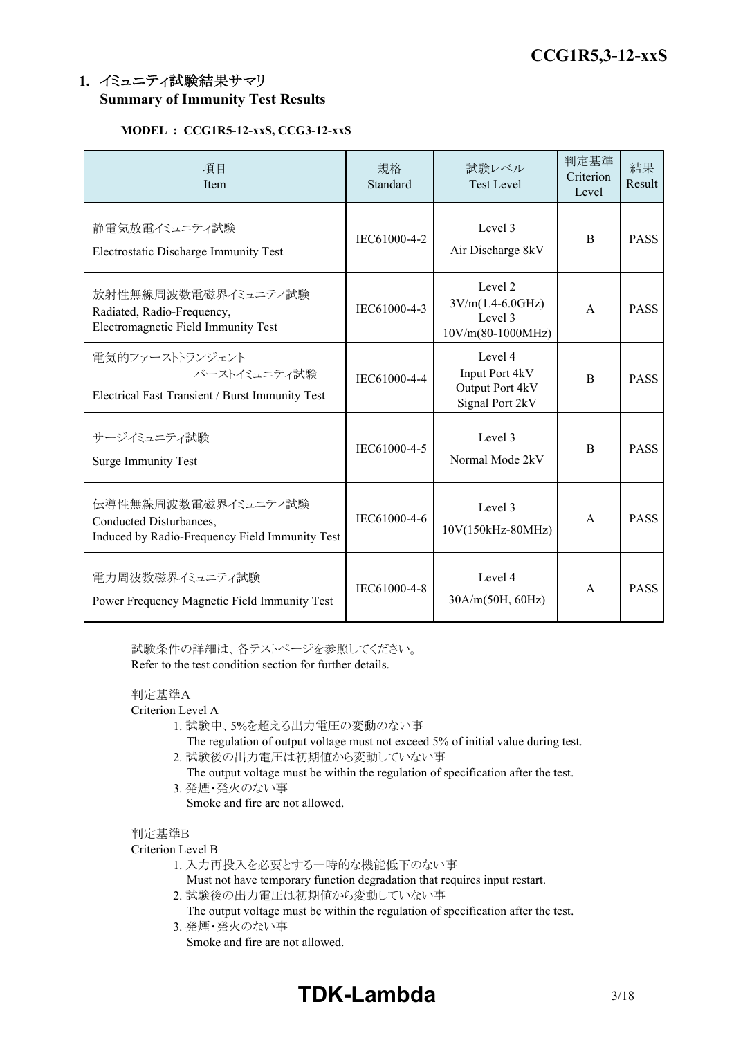## 1. イミュニティ試験結果サマリ
## Summary of Immunity Test Results

**MODEL ： CCG1R5-12-xxS, CCG3-12-xxS**

| 項目<br>Item | 規格<br>Standard | 試験レベル<br>Test Level | 判定基準<br>Criterion Level | 結果<br>Result |
|---|---|---|---|---|
| 静電気放電イミュニティ試験<br>Electrostatic Discharge Immunity Test | IEC61000-4-2 | Level 3<br>Air Discharge 8kV | B | PASS |
| 放射性無線周波数電磁界イミュニティ試験<br>Radiated, Radio-Frequency,<br>Electromagnetic Field Immunity Test | IEC61000-4-3 | Level 2<br>3V/m(1.4-6.0GHz)<br>Level 3<br>10V/m(80-1000MHz) | A | PASS |
| 電気的ファーストトランジェント<br>バーストイミュニティ試験<br>Electrical Fast Transient / Burst Immunity Test | IEC61000-4-4 | Level 4<br>Input Port 4kV<br>Output Port 4kV<br>Signal Port 2kV | B | PASS |
| サージイミュニティ試験<br>Surge Immunity Test | IEC61000-4-5 | Level 3<br>Normal Mode 2kV | B | PASS |
| 伝導性無線周波数電磁界イミュニティ試験<br>Conducted Disturbances,<br>Induced by Radio-Frequency Field Immunity Test | IEC61000-4-6 | Level 3<br>10V(150kHz-80MHz) | A | PASS |
| 電力周波数磁界イミュニティ試験<br>Power Frequency Magnetic Field Immunity Test | IEC61000-4-8 | Level 4<br>30A/m(50H, 60Hz) | A | PASS |

試験条件の詳細は、各テストページを参照してください。
Refer to the test condition section for further details.

判定基準A
Criterion Level A

1. 試験中、5%を超える出力電圧の変動のない事
   The regulation of output voltage must not exceed 5% of initial value during test.
2. 試験後の出力電圧は初期値から変動していない事
   The output voltage must be within the regulation of specification after the test.
3. 発煙・発火のない事
   Smoke and fire are not allowed.

判定基準B
Criterion Level B

1. 入力再投入を必要とする一時的な機能低下のない事
   Must not have temporary function degradation that requires input restart.
2. 試験後の出力電圧は初期値から変動していない事
   The output voltage must be within the regulation of specification after the test.
3. 発煙・発火のない事
   Smoke and fire are not allowed.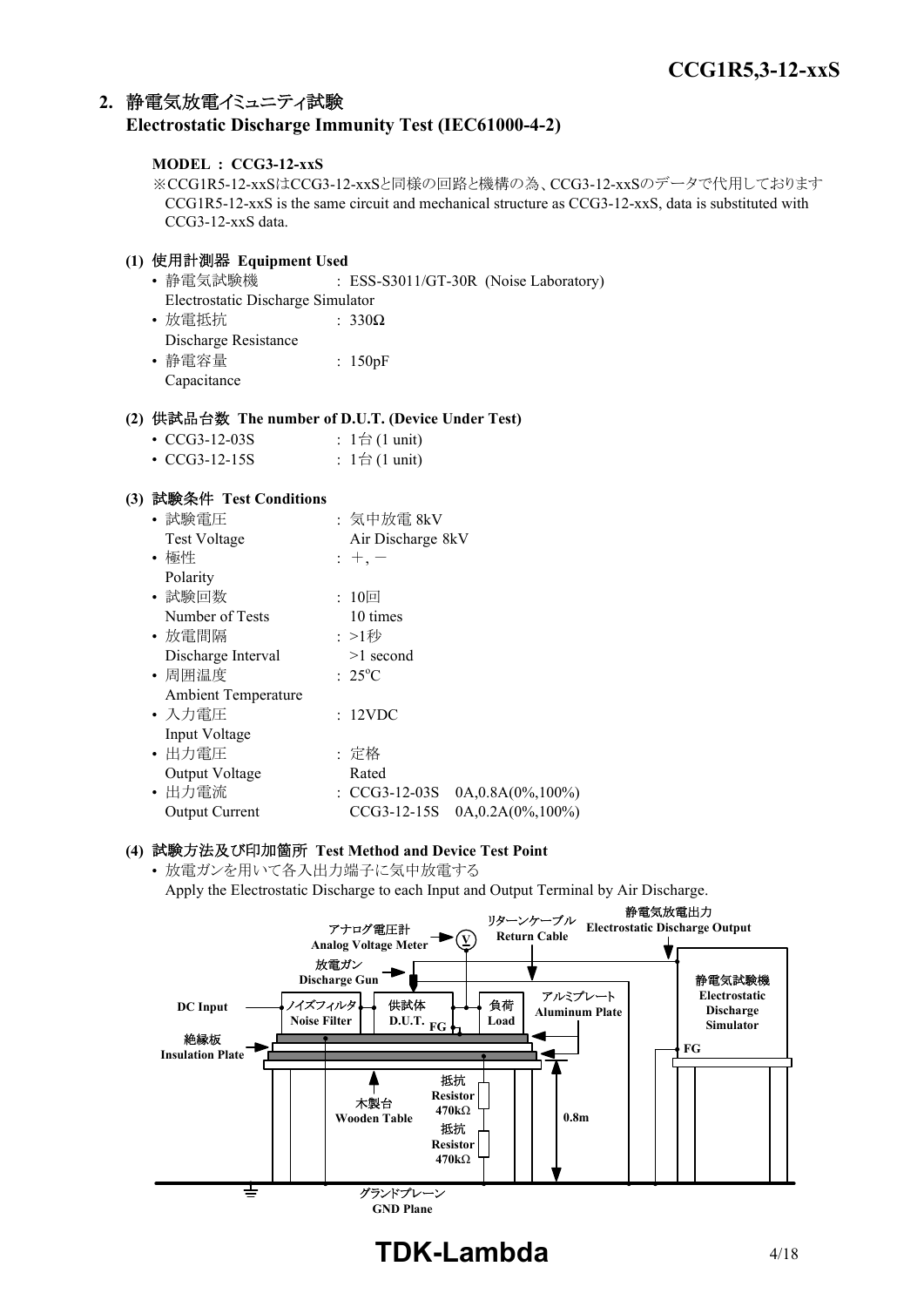## 2. 静電気放電イミュニティ試験 Electrostatic Discharge Immunity Test (IEC61000-4-2)

**MODEL : CCG3-12-xxS**

※CCG1R5-12-xxSはCCG3-12-xxSと同様の回路と機構の為、CCG3-12-xxSのデータで代用しております
CCG1R5-12-xxS is the same circuit and mechanical structure as CCG3-12-xxS, data is substituted with CCG3-12-xxS data.

### (1) 使用計測器 Equipment Used

- 静電気試験機 Electrostatic Discharge Simulator : ESS-S3011/GT-30R (Noise Laboratory)
- 放電抵抗 Discharge Resistance : 330Ω
- 静電容量 Capacitance : 150pF

### (2) 供試品台数 The number of D.U.T. (Device Under Test)

- CCG3-12-03S : 1台 (1 unit)
- CCG3-12-15S : 1台 (1 unit)

### (3) 試験条件 Test Conditions

- 試験電圧 Test Voltage : 気中放電 8kV Air Discharge 8kV
- 極性 Polarity : +, −
- 試験回数 Number of Tests : 10回 10 times
- 放電間隔 Discharge Interval : >1秒 >1 second
- 周囲温度 Ambient Temperature : 25°C
- 入力電圧 Input Voltage : 12VDC
- 出力電圧 Output Voltage : 定格 Rated
- 出力電流 Output Current : CCG3-12-03S 0A,0.8A(0%,100%)
  CCG3-12-15S 0A,0.2A(0%,100%)

### (4) 試験方法及び印加箇所 Test Method and Device Test Point

- 放電ガンを用いて各入出力端子に気中放電する
  Apply the Electrostatic Discharge to each Input and Output Terminal by Air Discharge.

アナログ電圧計 Analog Voltage Meter
リターンケーブル Return Cable
静電気放電出力 Electrostatic Discharge Output
放電ガン Discharge Gun
静電気試験機 Electrostatic Discharge Simulator
DC Input
ノイズフィルタ Noise Filter
供試体 D.U.T.
FG
負荷 Load
アルミプレート Aluminum Plate
絶縁板 Insulation Plate
抵抗 Resistor 470kΩ
木製台 Wooden Table
抵抗 Resistor 470kΩ
0.8m
グランドプレーン GND Plane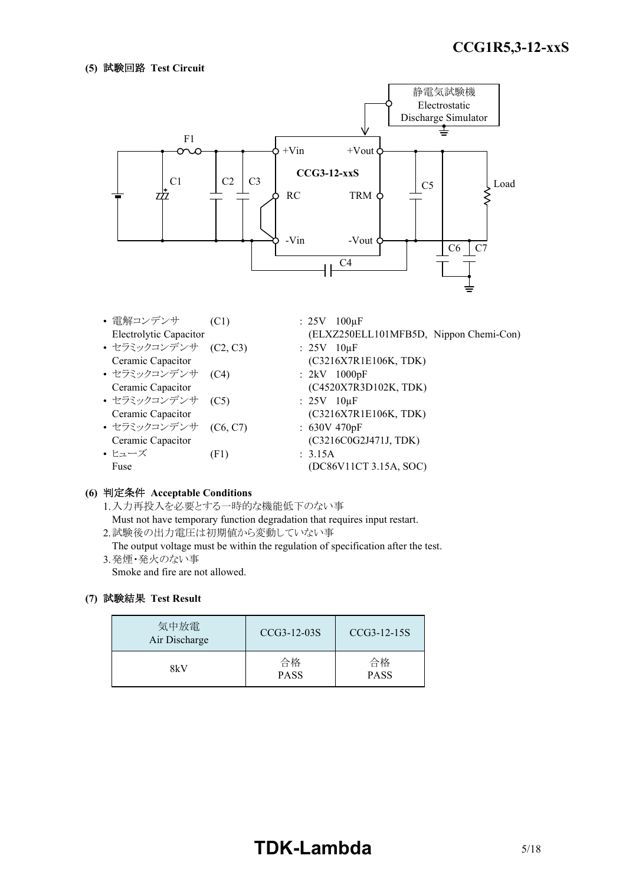**(5) 試験回路 Test Circuit**

- 電解コンデンサ (C1) : 25V 100μF
  Electrolytic Capacitor (ELXZ250ELL101MFB5D, Nippon Chemi-Con)
- セラミックコンデンサ (C2, C3) : 25V 10μF
  Ceramic Capacitor (C3216X7R1E106K, TDK)
- セラミックコンデンサ (C4) : 2kV 1000pF
  Ceramic Capacitor (C4520X7R3D102K, TDK)
- セラミックコンデンサ (C5) : 25V 10μF
  Ceramic Capacitor (C3216X7R1E106K, TDK)
- セラミックコンデンサ (C6, C7) : 630V 470pF
  Ceramic Capacitor (C3216C0G2J471J, TDK)
- ヒューズ (F1) : 3.15A
  Fuse (DC86V11CT 3.15A, SOC)

**(6) 判定条件 Acceptable Conditions**

1. 入力再投入を必要とする一時的な機能低下のない事
   Must not have temporary function degradation that requires input restart.
2. 試験後の出力電圧は初期値から変動していない事
   The output voltage must be within the regulation of specification after the test.
3. 発煙・発火のない事
   Smoke and fire are not allowed.

**(7) 試験結果 Test Result**

| 気中放電 Air Discharge | CCG3-12-03S | CCG3-12-15S |
|---|---|---|
| 8kV | 合格 PASS | 合格 PASS |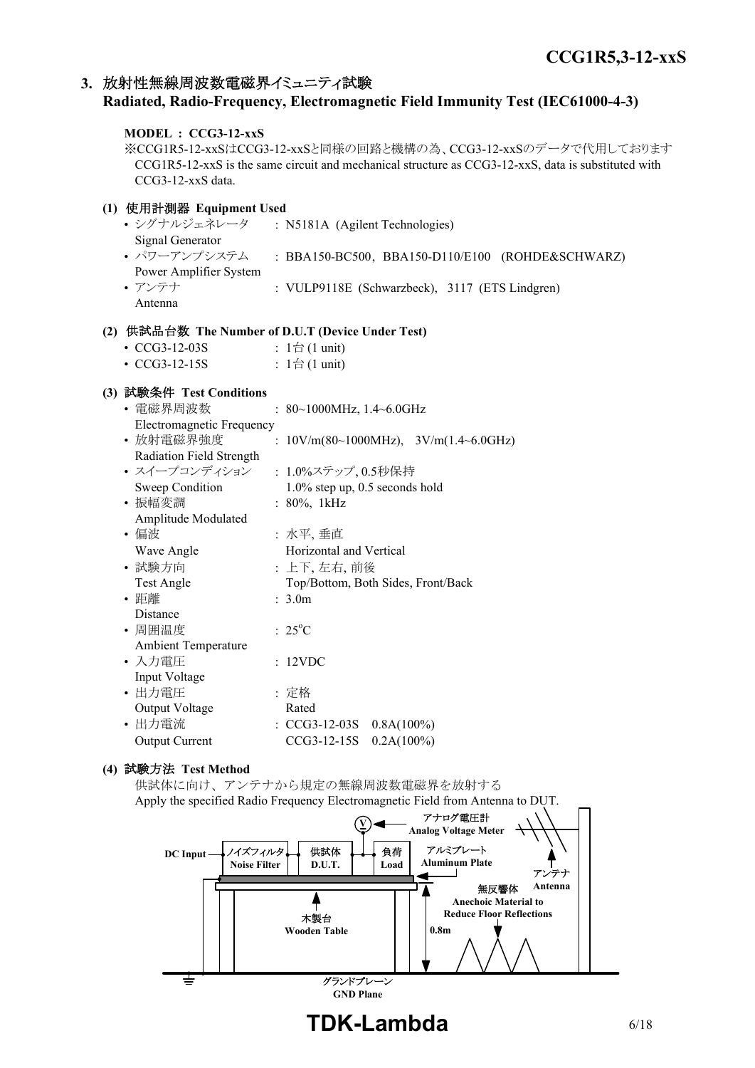## 3. 放射性無線周波数電磁界イミュニティ試験 Radiated, Radio-Frequency, Electromagnetic Field Immunity Test (IEC61000-4-3)

**MODEL : CCG3-12-xxS**

※CCG1R5-12-xxSはCCG3-12-xxSと同様の回路と機構の為、CCG3-12-xxSのデータで代用しております
CCG1R5-12-xxS is the same circuit and mechanical structure as CCG3-12-xxS, data is substituted with CCG3-12-xxS data.

### (1) 使用計測器 Equipment Used

- シグナルジェネレータ Signal Generator : N5181A (Agilent Technologies)
- パワーアンプシステム Power Amplifier System : BBA150-BC500, BBA150-D110/E100 (ROHDE&SCHWARZ)
- アンテナ Antenna : VULP9118E (Schwarzbeck), 3117 (ETS Lindgren)

### (2) 供試品台数 The Number of D.U.T (Device Under Test)

- CCG3-12-03S : 1台 (1 unit)
- CCG3-12-15S : 1台 (1 unit)

### (3) 試験条件 Test Conditions

- 電磁界周波数 Electromagnetic Frequency : 80~1000MHz, 1.4~6.0GHz
- 放射電磁界強度 Radiation Field Strength : 10V/m(80~1000MHz), 3V/m(1.4~6.0GHz)
- スイープコンディション Sweep Condition : 1.0%ステップ, 0.5秒保持 / 1.0% step up, 0.5 seconds hold
- 振幅変調 Amplitude Modulated : 80%, 1kHz
- 偏波 Wave Angle : 水平, 垂直 / Horizontal and Vertical
- 試験方向 Test Angle : 上下, 左右, 前後 / Top/Bottom, Both Sides, Front/Back
- 距離 Distance : 3.0m
- 周囲温度 Ambient Temperature : 25°C
- 入力電圧 Input Voltage : 12VDC
- 出力電圧 Output Voltage : 定格 / Rated
- 出力電流 Output Current : CCG3-12-03S 0.8A(100%) / CCG3-12-15S 0.2A(100%)

### (4) 試験方法 Test Method

供試体に向け、アンテナから規定の無線周波数電磁界を放射する
Apply the specified Radio Frequency Electromagnetic Field from Antenna to DUT.

DC Input — ノイズフィルタ Noise Filter — 供試体 D.U.T. — 負荷 Load
アナログ電圧計 Analog Voltage Meter
アルミプレート Aluminum Plate
アンテナ Antenna
無反響体 Anechoic Material to Reduce Floor Reflections
木製台 Wooden Table
0.8m
グランドプレーン GND Plane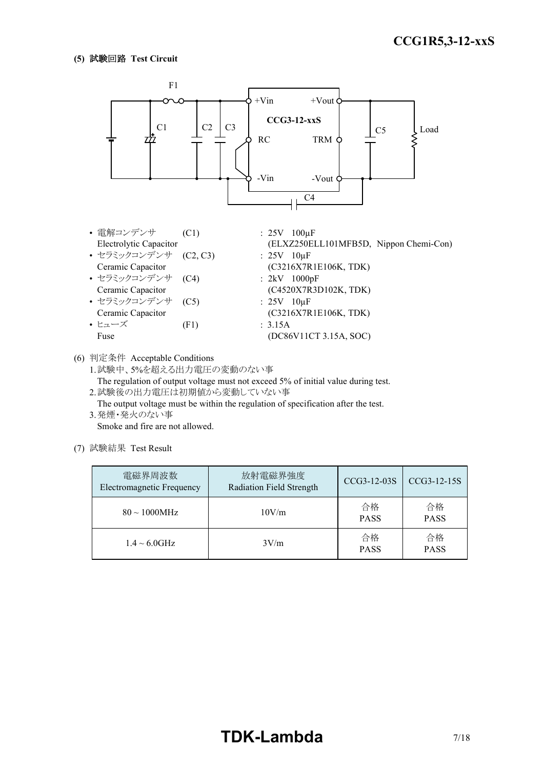**(5) 試験回路 Test Circuit**

- 電解コンデンサ (C1) : 25V 100μF
  Electrolytic Capacitor (ELXZ250ELL101MFB5D, Nippon Chemi-Con)
- セラミックコンデンサ (C2, C3) : 25V 10μF
  Ceramic Capacitor (C3216X7R1E106K, TDK)
- セラミックコンデンサ (C4) : 2kV 1000pF
  Ceramic Capacitor (C4520X7R3D102K, TDK)
- セラミックコンデンサ (C5) : 25V 10μF
  Ceramic Capacitor (C3216X7R1E106K, TDK)
- ヒューズ (F1) : 3.15A
  Fuse (DC86V11CT 3.15A, SOC)

(6) 判定条件 Acceptable Conditions

1. 試験中、5%を超える出力電圧の変動のない事
   The regulation of output voltage must not exceed 5% of initial value during test.
2. 試験後の出力電圧は初期値から変動していない事
   The output voltage must be within the regulation of specification after the test.
3. 発煙・発火のない事
   Smoke and fire are not allowed.

(7) 試験結果 Test Result

| 電磁界周波数 Electromagnetic Frequency | 放射電磁界強度 Radiation Field Strength | CCG3-12-03S | CCG3-12-15S |
|---|---|---|---|
| 80 ~ 1000MHz | 10V/m | 合格 PASS | 合格 PASS |
| 1.4 ~ 6.0GHz | 3V/m | 合格 PASS | 合格 PASS |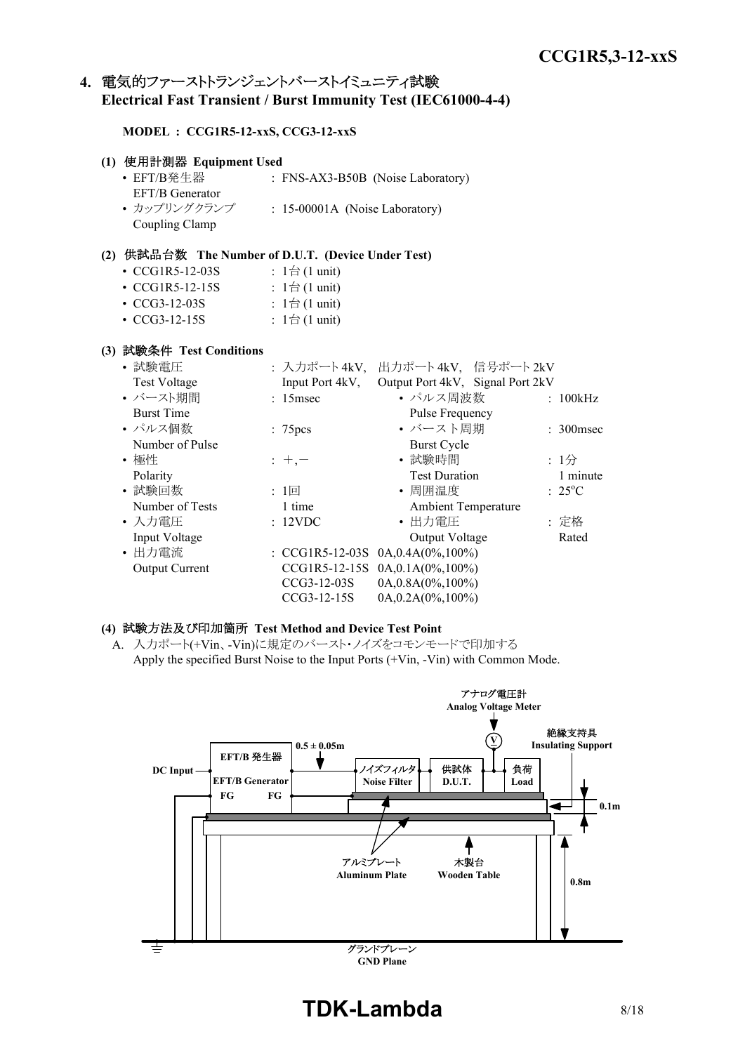## 4. 電気的ファーストトランジェントバーストイミュニティ試験 Electrical Fast Transient / Burst Immunity Test (IEC61000-4-4)

**MODEL : CCG1R5-12-xxS, CCG3-12-xxS**

### (1) 使用計測器 Equipment Used

- EFT/B発生器 EFT/B Generator : FNS-AX3-B50B (Noise Laboratory)
- カップリングクランプ Coupling Clamp : 15-00001A (Noise Laboratory)

### (2) 供試品台数 The Number of D.U.T. (Device Under Test)

- CCG1R5-12-03S : 1台 (1 unit)
- CCG1R5-12-15S : 1台 (1 unit)
- CCG3-12-03S : 1台 (1 unit)
- CCG3-12-15S : 1台 (1 unit)

### (3) 試験条件 Test Conditions

- 試験電圧 Test Voltage : 入力ポート4kV, 出力ポート4kV, 信号ポート2kV / Input Port 4kV, Output Port 4kV, Signal Port 2kV
- バースト期間 Burst Time : 15msec
- パルス周波数 Pulse Frequency : 100kHz
- パルス個数 Number of Pulse : 75pcs
- バースト周期 Burst Cycle : 300msec
- 極性 Polarity : +,−
- 試験時間 Test Duration : 1分 1 minute
- 試験回数 Number of Tests : 1回 1 time
- 周囲温度 Ambient Temperature : 25°C
- 入力電圧 Input Voltage : 12VDC
- 出力電圧 Output Voltage : 定格 Rated
- 出力電流 Output Current :
  - CCG1R5-12-03S 0A,0.4A(0%,100%)
  - CCG1R5-12-15S 0A,0.1A(0%,100%)
  - CCG3-12-03S 0A,0.8A(0%,100%)
  - CCG3-12-15S 0A,0.2A(0%,100%)

### (4) 試験方法及び印加箇所 Test Method and Device Test Point

A. 入力ポート(+Vin、-Vin)に規定のバースト・ノイズをコモンモードで印加する
Apply the specified Burst Noise to the Input Ports (+Vin, -Vin) with Common Mode.

アナログ電圧計 Analog Voltage Meter
絶縁支持具 Insulating Support
EFT/B 発生器 EFT/B Generator
DC Input
FG FG
0.5 ± 0.05m
ノイズフィルタ Noise Filter
供試体 D.U.T.
負荷 Load
0.1m
アルミプレート Aluminum Plate
木製台 Wooden Table
0.8m
グランドプレーン GND Plane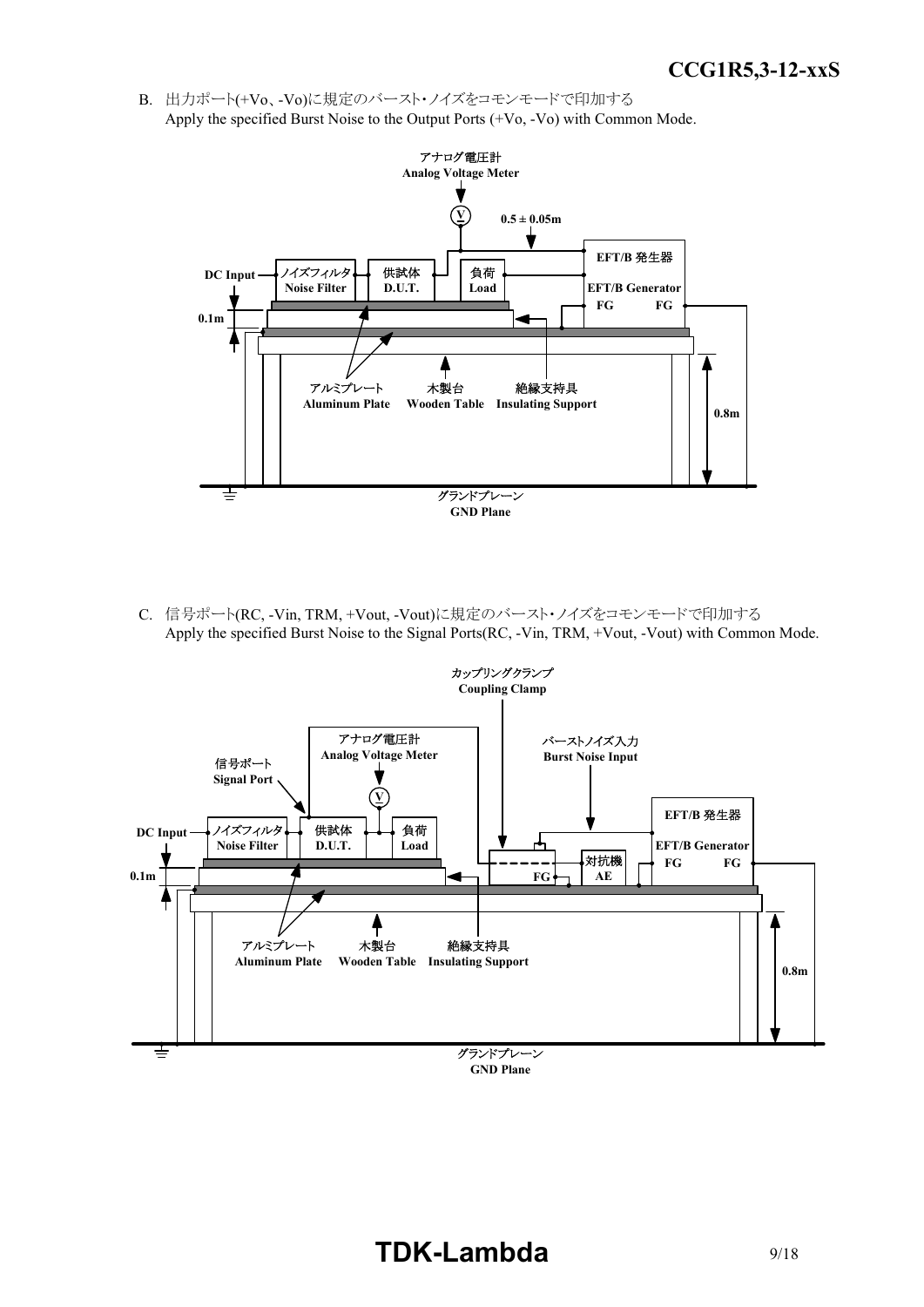B. 出力ポート(+Vo、-Vo)に規定のバースト･ノイズをコモンモードで印加する
Apply the specified Burst Noise to the Output Ports (+Vo, -Vo) with Common Mode.

アナログ電圧計
Analog Voltage Meter

0.5 ± 0.05m

EFT/B 発生器
EFT/B Generator
FG FG

DC Input
ノイズフィルタ
Noise Filter
供試体
D.U.T.
負荷
Load

0.1m

アルミプレート
Aluminum Plate
木製台
Wooden Table
絶縁支持具
Insulating Support

0.8m

グランドプレーン
GND Plane

C. 信号ポート(RC, -Vin, TRM, +Vout, -Vout)に規定のバースト･ノイズをコモンモードで印加する
Apply the specified Burst Noise to the Signal Ports(RC, -Vin, TRM, +Vout, -Vout) with Common Mode.

カップリングクランプ
Coupling Clamp

アナログ電圧計
Analog Voltage Meter

信号ポート
Signal Port

バーストノイズ入力
Burst Noise Input

EFT/B 発生器
EFT/B Generator
FG FG

DC Input
ノイズフィルタ
Noise Filter
供試体
D.U.T.
負荷
Load

FG
対抗機
AE

0.1m

アルミプレート
Aluminum Plate
木製台
Wooden Table
絶縁支持具
Insulating Support

0.8m

グランドプレーン
GND Plane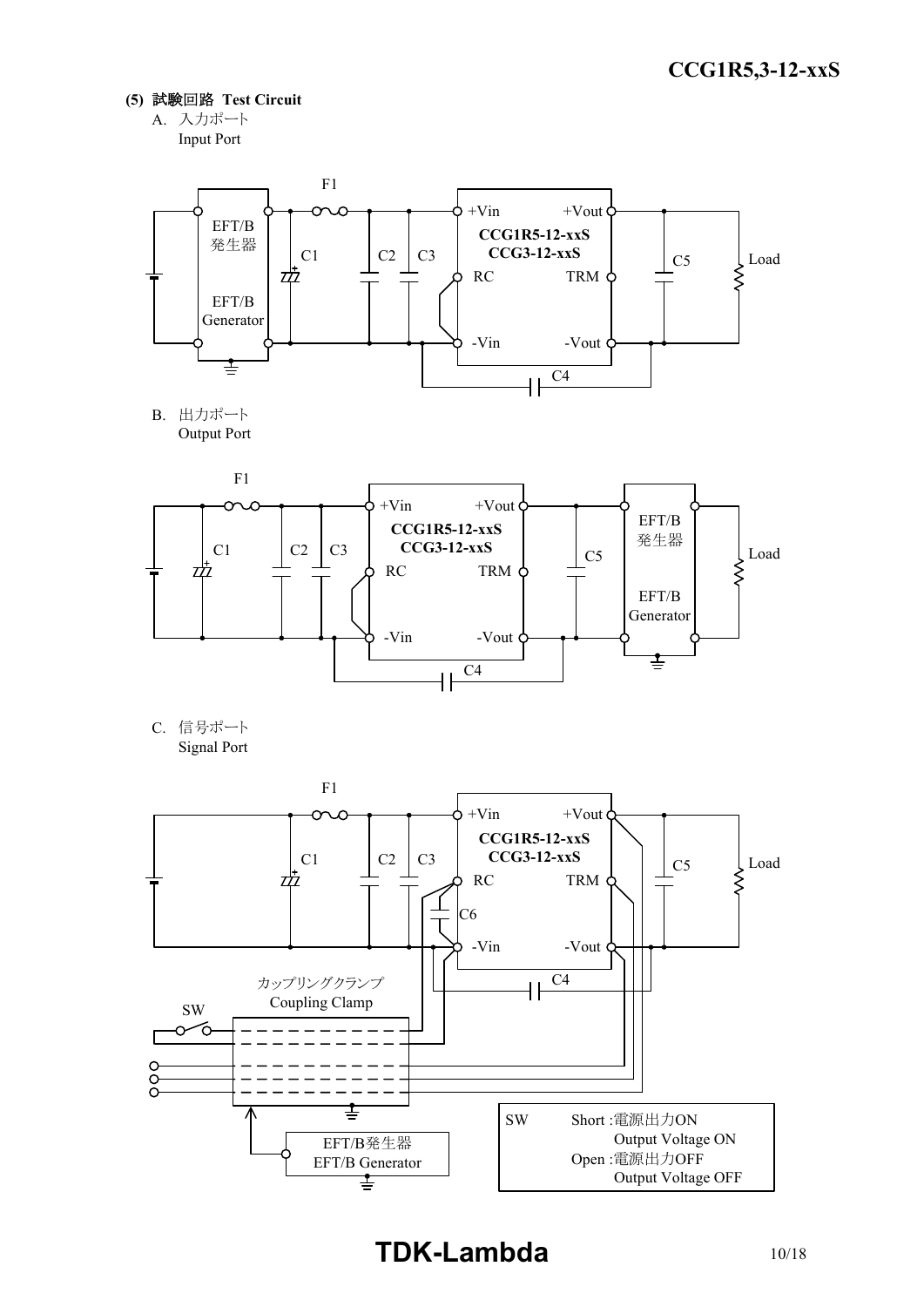### (5) 試験回路 Test Circuit

A. 入力ポート
Input Port

F1

EFT/B 発生器 EFT/B Generator

C1 C2 C3

+Vin +Vout
CCG1R5-12-xxS
CCG3-12-xxS
RC TRM
-Vin -Vout

C4 C5 Load

B. 出力ポート
Output Port

F1

C1 C2 C3

+Vin +Vout
CCG1R5-12-xxS
CCG3-12-xxS
RC TRM
-Vin -Vout

C4 C5

EFT/B 発生器 EFT/B Generator

Load

C. 信号ポート
Signal Port

F1

C1 C2 C3

+Vin +Vout
CCG1R5-12-xxS
CCG3-12-xxS
RC TRM
-Vin -Vout

C6 C4 C5 Load

カップリングクランプ
Coupling Clamp

SW

EFT/B発生器
EFT/B Generator

SW Short :電源出力ON
Output Voltage ON
Open :電源出力OFF
Output Voltage OFF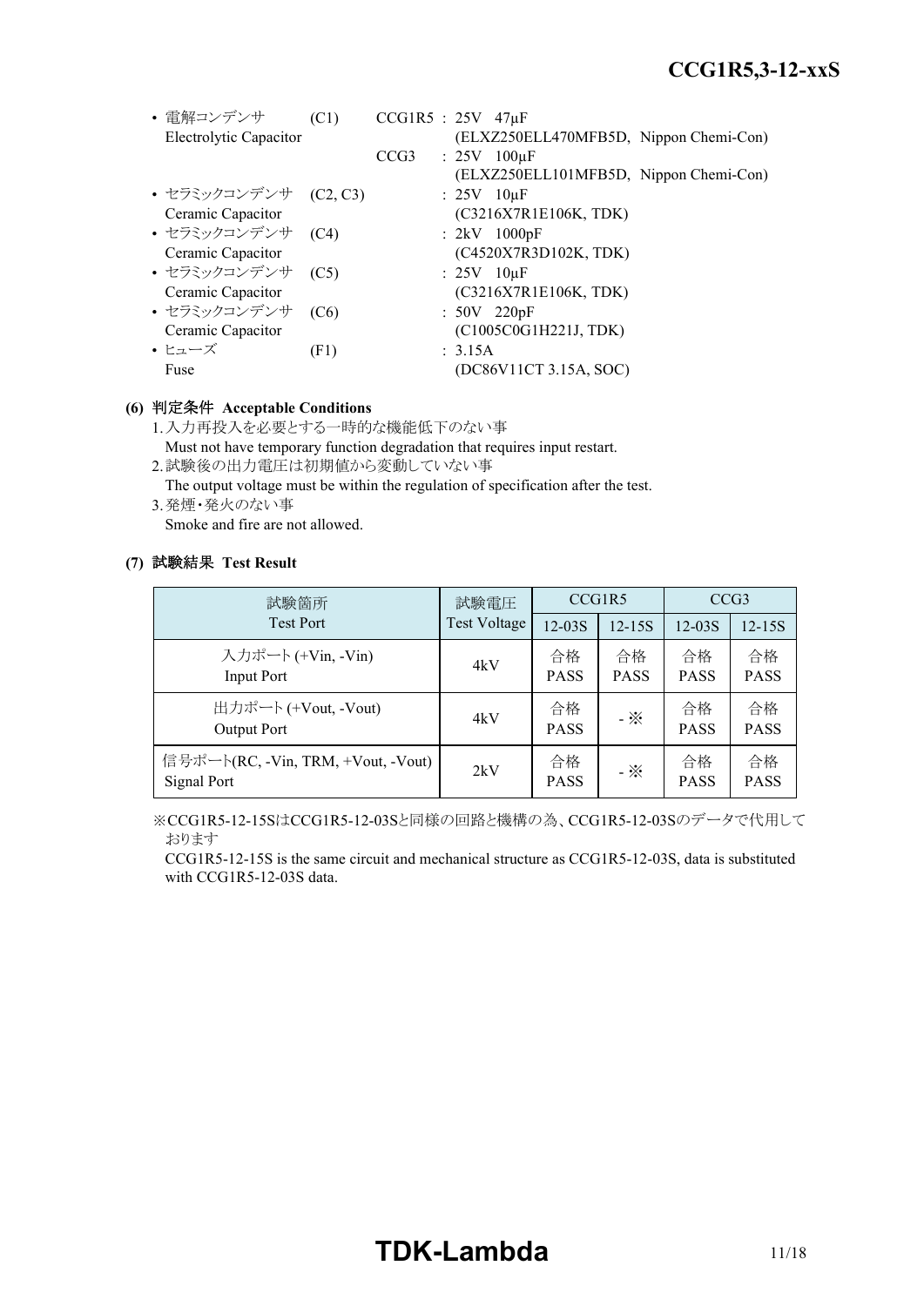- 電解コンデンサ (C1) CCG1R5 : 25V 47µF
  Electrolytic Capacitor (ELXZ250ELL470MFB5D, Nippon Chemi-Con)
  CCG3 : 25V 100µF
  (ELXZ250ELL101MFB5D, Nippon Chemi-Con)
- セラミックコンデンサ (C2, C3) : 25V 10µF
  Ceramic Capacitor (C3216X7R1E106K, TDK)
- セラミックコンデンサ (C4) : 2kV 1000pF
  Ceramic Capacitor (C4520X7R3D102K, TDK)
- セラミックコンデンサ (C5) : 25V 10µF
  Ceramic Capacitor (C3216X7R1E106K, TDK)
- セラミックコンデンサ (C6) : 50V 220pF
  Ceramic Capacitor (C1005C0G1H221J, TDK)
- ヒューズ (F1) : 3.15A
  Fuse (DC86V11CT 3.15A, SOC)

**(6) 判定条件 Acceptable Conditions**

1. 入力再投入を必要とする一時的な機能低下のない事
   Must not have temporary function degradation that requires input restart.
2. 試験後の出力電圧は初期値から変動していない事
   The output voltage must be within the regulation of specification after the test.
3. 発煙・発火のない事
   Smoke and fire are not allowed.

**(7) 試験結果 Test Result**

| 試験箇所 Test Port | 試験電圧 Test Voltage | CCG1R5 | | CCG3 | |
|---|---|---|---|---|---|
| | | 12-03S | 12-15S | 12-03S | 12-15S |
| 入力ポート (+Vin, -Vin) Input Port | 4kV | 合格 PASS | 合格 PASS | 合格 PASS | 合格 PASS |
| 出力ポート (+Vout, -Vout) Output Port | 4kV | 合格 PASS | - ※ | 合格 PASS | 合格 PASS |
| 信号ポート(RC, -Vin, TRM, +Vout, -Vout) Signal Port | 2kV | 合格 PASS | - ※ | 合格 PASS | 合格 PASS |

※CCG1R5-12-15SはCCG1R5-12-03Sと同様の回路と機構の為、CCG1R5-12-03Sのデータで代用しております

CCG1R5-12-15S is the same circuit and mechanical structure as CCG1R5-12-03S, data is substituted with CCG1R5-12-03S data.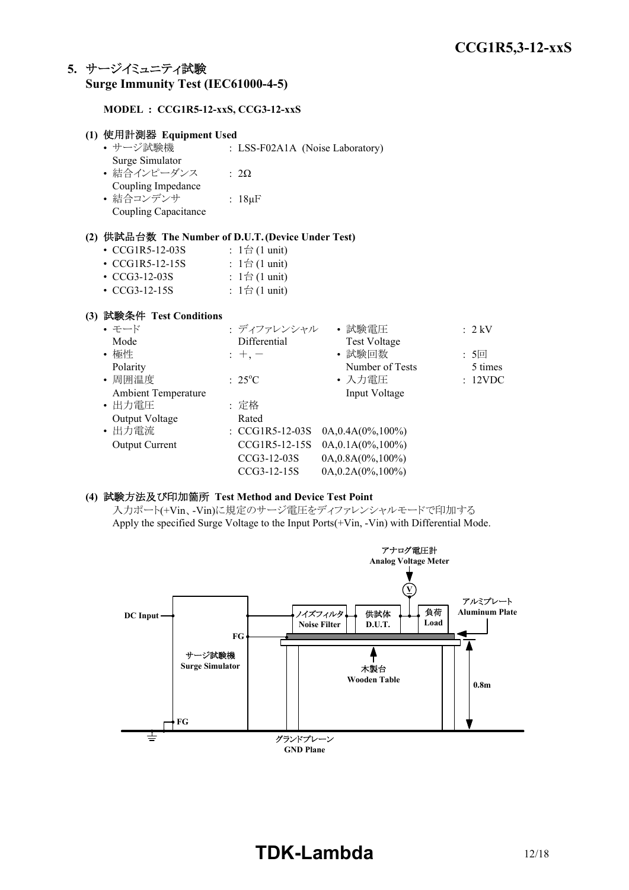## 5. サージイミュニティ試験 Surge Immunity Test (IEC61000-4-5)

**MODEL : CCG1R5-12-xxS, CCG3-12-xxS**

### (1) 使用計測器 Equipment Used

- サージ試験機 Surge Simulator : LSS-F02A1A (Noise Laboratory)
- 結合インピーダンス Coupling Impedance : 2Ω
- 結合コンデンサ Coupling Capacitance : 18μF

### (2) 供試品台数 The Number of D.U.T. (Device Under Test)

- CCG1R5-12-03S : 1台 (1 unit)
- CCG1R5-12-15S : 1台 (1 unit)
- CCG3-12-03S : 1台 (1 unit)
- CCG3-12-15S : 1台 (1 unit)

### (3) 試験条件 Test Conditions

- モード Mode : ディファレンシャル Differential
- 試験電圧 Test Voltage : 2 kV
- 極性 Polarity : +, −
- 試験回数 Number of Tests : 5回 5 times
- 周囲温度 Ambient Temperature : 25°C
- 入力電圧 Input Voltage : 12VDC
- 出力電圧 Output Voltage : 定格 Rated
- 出力電流 Output Current :

| Model | Output Current |
|---|---|
| CCG1R5-12-03S | 0A,0.4A(0%,100%) |
| CCG1R5-12-15S | 0A,0.1A(0%,100%) |
| CCG3-12-03S | 0A,0.8A(0%,100%) |
| CCG3-12-15S | 0A,0.2A(0%,100%) |

### (4) 試験方法及び印加箇所 Test Method and Device Test Point

入力ポート(+Vin、-Vin)に規定のサージ電圧をディファレンシャルモードで印加する
Apply the specified Surge Voltage to the Input Ports(+Vin, -Vin) with Differential Mode.

アナログ電圧計 Analog Voltage Meter
DC Input
FG
サージ試験機 Surge Simulator
ノイズフィルタ Noise Filter
供試体 D.U.T.
負荷 Load
アルミプレート Aluminum Plate
木製台 Wooden Table
0.8m
FG
グランドプレーン GND Plane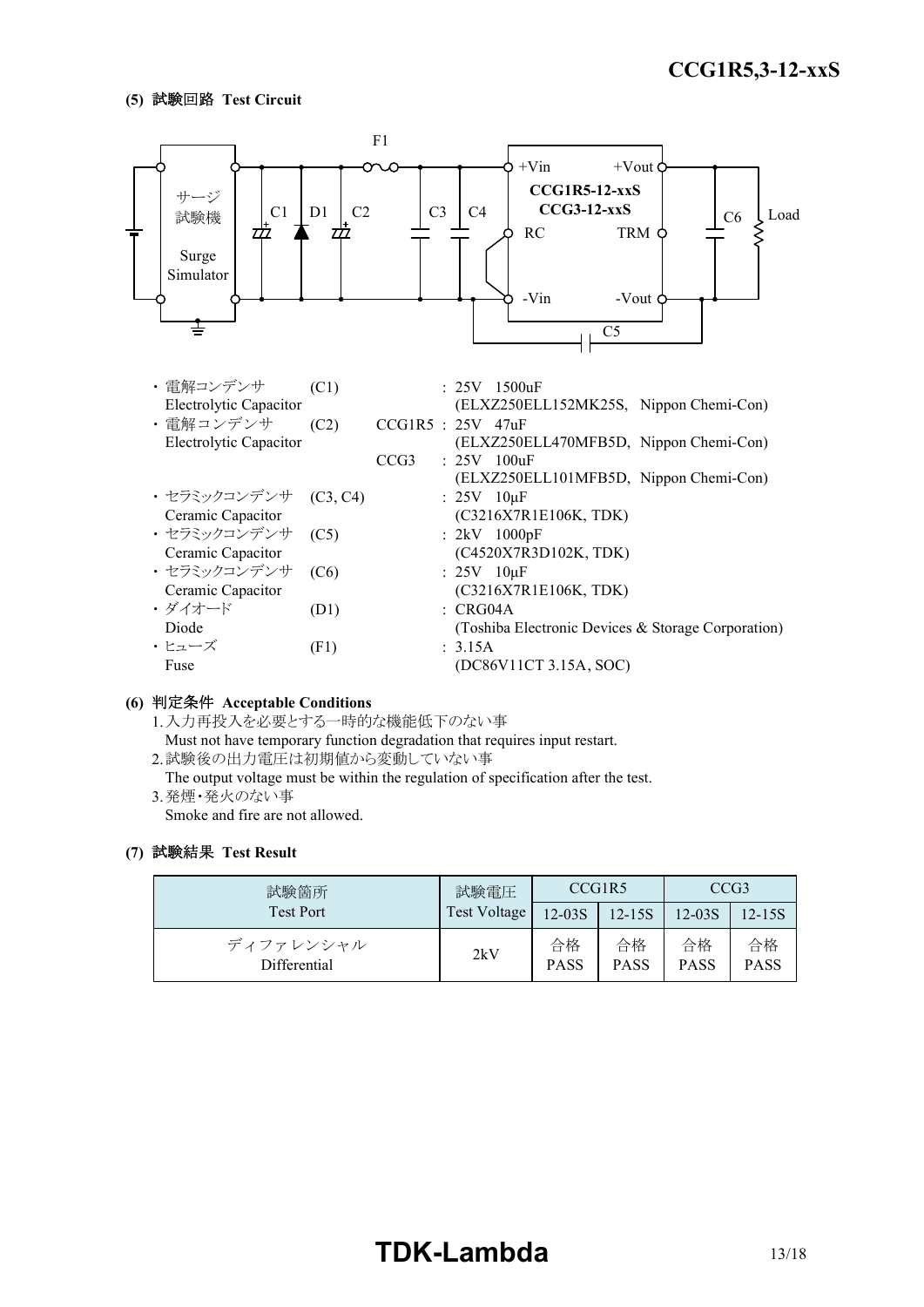**(5) 試験回路 Test Circuit**

・電解コンデンサ (C1) : 25V 1500uF
Electrolytic Capacitor (ELXZ250ELL152MK25S, Nippon Chemi-Con)

・電解コンデンサ (C2) CCG1R5 : 25V 47uF
Electrolytic Capacitor (ELXZ250ELL470MFB5D, Nippon Chemi-Con)
CCG3 : 25V 100uF
(ELXZ250ELL101MFB5D, Nippon Chemi-Con)

・セラミックコンデンサ (C3, C4) : 25V 10μF
Ceramic Capacitor (C3216X7R1E106K, TDK)

・セラミックコンデンサ (C5) : 2kV 1000pF
Ceramic Capacitor (C4520X7R3D102K, TDK)

・セラミックコンデンサ (C6) : 25V 10μF
Ceramic Capacitor (C3216X7R1E106K, TDK)

・ダイオード (D1) : CRG04A
Diode (Toshiba Electronic Devices & Storage Corporation)

・ヒューズ (F1) : 3.15A
Fuse (DC86V11CT 3.15A, SOC)

**(6) 判定条件 Acceptable Conditions**

1. 入力再投入を必要とする一時的な機能低下のない事
   Must not have temporary function degradation that requires input restart.
2. 試験後の出力電圧は初期値から変動していない事
   The output voltage must be within the regulation of specification after the test.
3. 発煙・発火のない事
   Smoke and fire are not allowed.

**(7) 試験結果 Test Result**

| 試験箇所 Test Port | 試験電圧 Test Voltage | CCG1R5 | | CCG3 | |
|---|---|---|---|---|---|
| | | 12-03S | 12-15S | 12-03S | 12-15S |
| ディファレンシャル Differential | 2kV | 合格 PASS | 合格 PASS | 合格 PASS | 合格 PASS |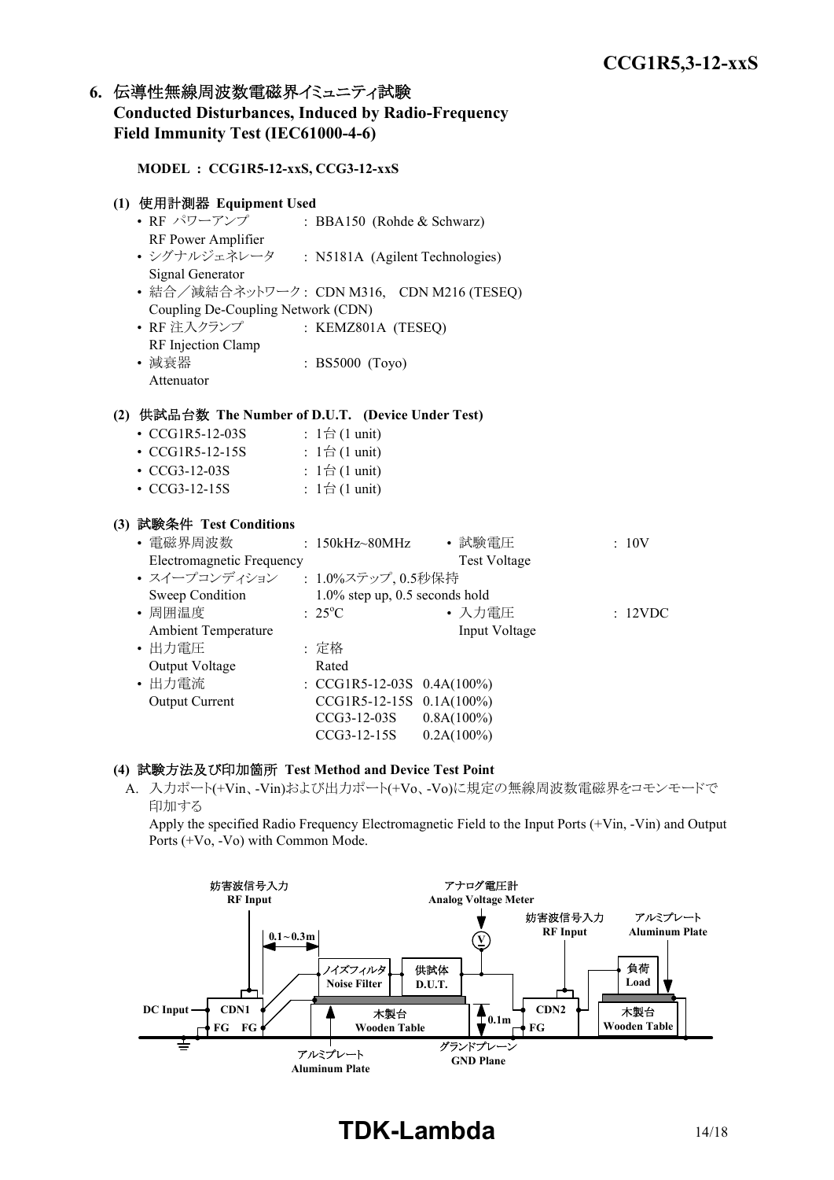## 6. 伝導性無線周波数電磁界イミュニティ試験 Conducted Disturbances, Induced by Radio-Frequency Field Immunity Test (IEC61000-4-6)

**MODEL : CCG1R5-12-xxS, CCG3-12-xxS**

### (1) 使用計測器 Equipment Used

- RF パワーアンプ RF Power Amplifier : BBA150 (Rohde & Schwarz)
- シグナルジェネレータ Signal Generator : N5181A (Agilent Technologies)
- 結合／減結合ネットワーク Coupling De-Coupling Network (CDN) : CDN M316, CDN M216 (TESEQ)
- RF 注入クランプ RF Injection Clamp : KEMZ801A (TESEQ)
- 減衰器 Attenuator : BS5000 (Toyo)

### (2) 供試品台数 The Number of D.U.T. (Device Under Test)

- CCG1R5-12-03S : 1台 (1 unit)
- CCG1R5-12-15S : 1台 (1 unit)
- CCG3-12-03S : 1台 (1 unit)
- CCG3-12-15S : 1台 (1 unit)

### (3) 試験条件 Test Conditions

- 電磁界周波数 Electromagnetic Frequency : 150kHz~80MHz
- 試験電圧 Test Voltage : 10V
- スイープコンディション Sweep Condition : 1.0%ステップ, 0.5秒保持 1.0% step up, 0.5 seconds hold
- 周囲温度 Ambient Temperature : 25°C
- 入力電圧 Input Voltage : 12VDC
- 出力電圧 Output Voltage : 定格 Rated
- 出力電流 Output Current :
  - CCG1R5-12-03S 0.4A(100%)
  - CCG1R5-12-15S 0.1A(100%)
  - CCG3-12-03S 0.8A(100%)
  - CCG3-12-15S 0.2A(100%)

### (4) 試験方法及び印加箇所 Test Method and Device Test Point

A. 入力ポート(+Vin、-Vin)および出力ポート(+Vo、-Vo)に規定の無線周波数電磁界をコモンモードで印加する

Apply the specified Radio Frequency Electromagnetic Field to the Input Ports (+Vin, -Vin) and Output Ports (+Vo, -Vo) with Common Mode.

妨害波信号入力 RF Input　アナログ電圧計 Analog Voltage Meter　妨害波信号入力 RF Input　アルミプレート Aluminum Plate　0.1~0.3m　ノイズフィルタ Noise Filter　供試体 D.U.T.　負荷 Load　DC Input　CDN1　FG　FG　木製台 Wooden Table　0.1m　CDN2　FG　木製台 Wooden Table　アルミプレート Aluminum Plate　グランドプレーン GND Plane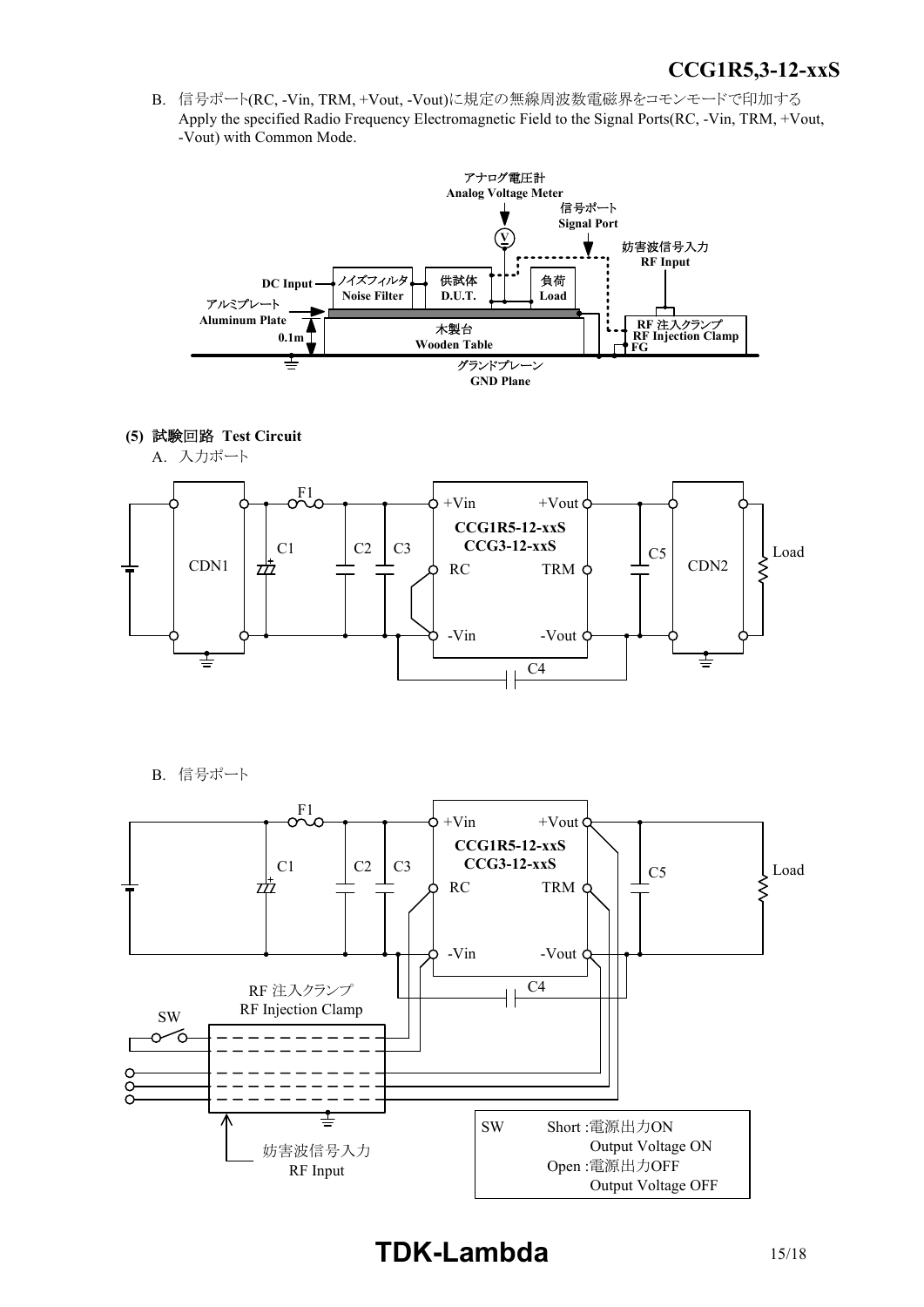B. 信号ポート(RC, -Vin, TRM, +Vout, -Vout)に規定の無線周波数電磁界をコモンモードで印加する
Apply the specified Radio Frequency Electromagnetic Field to the Signal Ports(RC, -Vin, TRM, +Vout, -Vout) with Common Mode.

アナログ電圧計 Analog Voltage Meter
信号ポート Signal Port
妨害波信号入力 RF Input
DC Input
ノイズフィルタ Noise Filter
供試体 D.U.T.
負荷 Load
アルミプレート Aluminum Plate
0.1m
木製台 Wooden Table
RF 注入クランプ RF Injection Clamp
FG
グランドプレーン GND Plane

**(5) 試験回路 Test Circuit**

A. 入力ポート

F1, C1, C2, C3, CDN1, +Vin, RC, -Vin, CCG1R5-12-xxS, CCG3-12-xxS, +Vout, TRM, -Vout, C4, C5, CDN2, Load

B. 信号ポート

F1, C1, C2, C3, +Vin, RC, -Vin, CCG1R5-12-xxS, CCG3-12-xxS, +Vout, TRM, -Vout, C4, C5, Load

RF 注入クランプ RF Injection Clamp
SW
妨害波信号入力 RF Input

SW Short :電源出力ON Output Voltage ON
Open :電源出力OFF Output Voltage OFF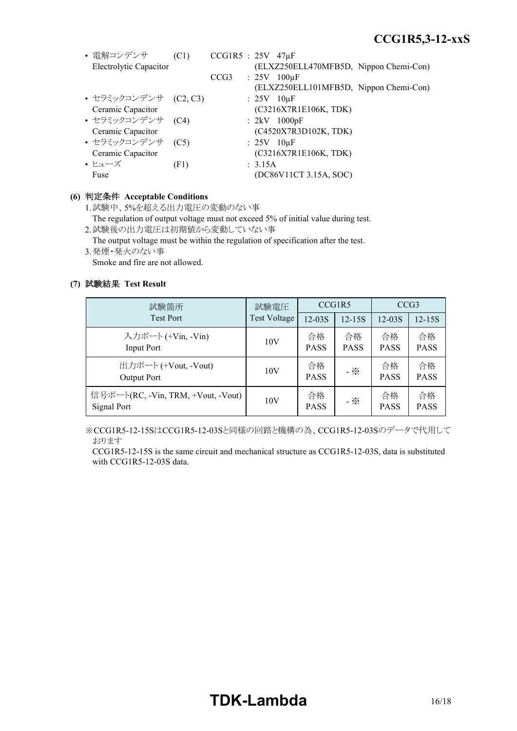- 電解コンデンサ (C1) CCG1R5 : 25V 47μF
  Electrolytic Capacitor (ELXZ250ELL470MFB5D, Nippon Chemi-Con)
  CCG3 : 25V 100μF
  (ELXZ250ELL101MFB5D, Nippon Chemi-Con)
- セラミックコンデンサ (C2, C3) : 25V 10μF
  Ceramic Capacitor (C3216X7R1E106K, TDK)
- セラミックコンデンサ (C4) : 2kV 1000pF
  Ceramic Capacitor (C4520X7R3D102K, TDK)
- セラミックコンデンサ (C5) : 25V 10μF
  Ceramic Capacitor (C3216X7R1E106K, TDK)
- ヒューズ (F1) : 3.15A
  Fuse (DC86V11CT 3.15A, SOC)

**(6) 判定条件 Acceptable Conditions**

1. 試験中、5%を超える出力電圧の変動のない事
   The regulation of output voltage must not exceed 5% of initial value during test.
2. 試験後の出力電圧は初期値から変動していない事
   The output voltage must be within the regulation of specification after the test.
3. 発煙・発火のない事
   Smoke and fire are not allowed.

**(7) 試験結果 Test Result**

| 試験箇所 Test Port | 試験電圧 Test Voltage | CCG1R5 | | CCG3 | |
|---|---|---|---|---|---|
| | | 12-03S | 12-15S | 12-03S | 12-15S |
| 入力ポート (+Vin, -Vin) Input Port | 10V | 合格 PASS | 合格 PASS | 合格 PASS | 合格 PASS |
| 出力ポート (+Vout, -Vout) Output Port | 10V | 合格 PASS | - ※ | 合格 PASS | 合格 PASS |
| 信号ポート(RC, -Vin, TRM, +Vout, -Vout) Signal Port | 10V | 合格 PASS | - ※ | 合格 PASS | 合格 PASS |

※CCG1R5-12-15SはCCG1R5-12-03Sと同様の回路と機構の為、CCG1R5-12-03Sのデータで代用しております

CCG1R5-12-15S is the same circuit and mechanical structure as CCG1R5-12-03S, data is substituted with CCG1R5-12-03S data.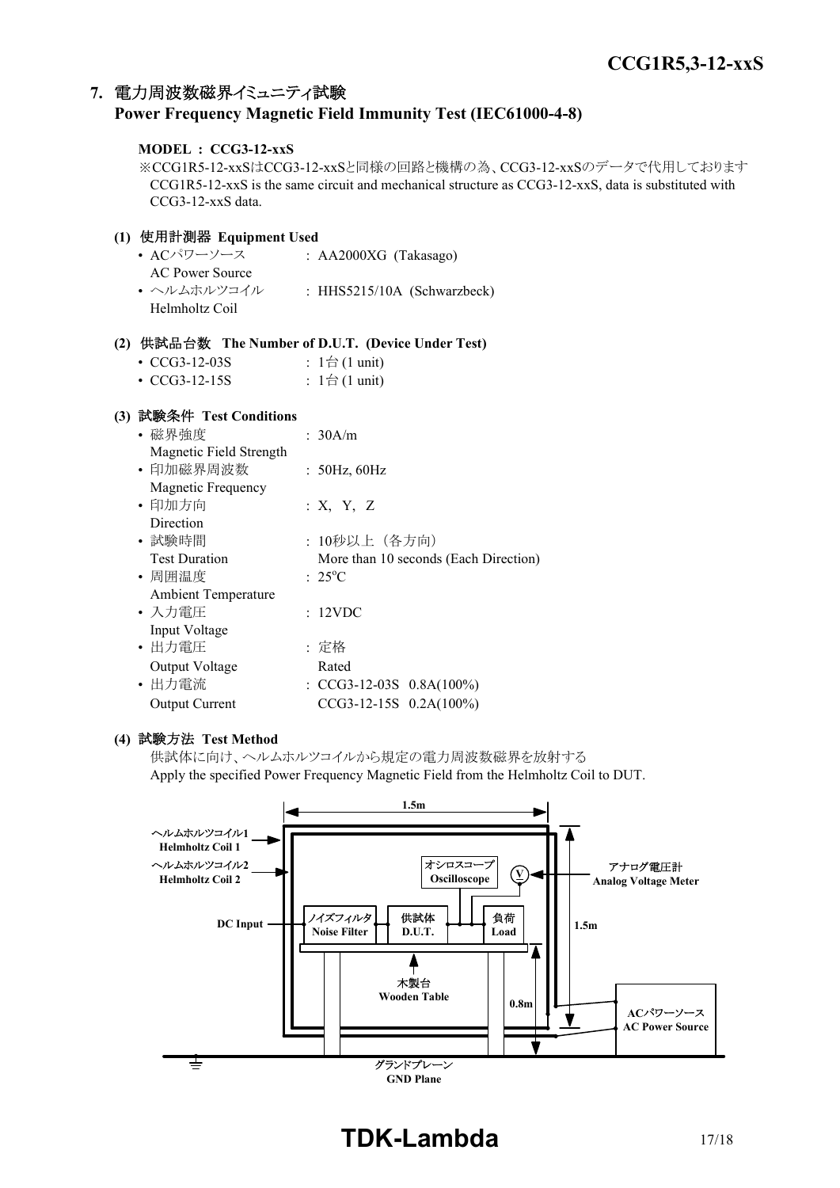## 7. 電力周波数磁界イミュニティ試験
## Power Frequency Magnetic Field Immunity Test (IEC61000-4-8)

**MODEL : CCG3-12-xxS**

※CCG1R5-12-xxSはCCG3-12-xxSと同様の回路と機構の為、CCG3-12-xxSのデータで代用しております
CCG1R5-12-xxS is the same circuit and mechanical structure as CCG3-12-xxS, data is substituted with CCG3-12-xxS data.

**(1) 使用計測器 Equipment Used**

- ACパワーソース AC Power Source : AA2000XG (Takasago)
- ヘルムホルツコイル Helmholtz Coil : HHS5215/10A (Schwarzbeck)

**(2) 供試品台数 The Number of D.U.T. (Device Under Test)**

- CCG3-12-03S : 1台 (1 unit)
- CCG3-12-15S : 1台 (1 unit)

**(3) 試験条件 Test Conditions**

- 磁界強度 Magnetic Field Strength : 30A/m
- 印加磁界周波数 Magnetic Frequency : 50Hz, 60Hz
- 印加方向 Direction : X, Y, Z
- 試験時間 Test Duration : 10秒以上（各方向） More than 10 seconds (Each Direction)
- 周囲温度 Ambient Temperature : 25°C
- 入力電圧 Input Voltage : 12VDC
- 出力電圧 Output Voltage : 定格 Rated
- 出力電流 Output Current : CCG3-12-03S 0.8A(100%) CCG3-12-15S 0.2A(100%)

**(4) 試験方法 Test Method**

供試体に向け、ヘルムホルツコイルから規定の電力周波数磁界を放射する
Apply the specified Power Frequency Magnetic Field from the Helmholtz Coil to DUT.

1.5m
ヘルムホルツコイル1 Helmholtz Coil 1
ヘルムホルツコイル2 Helmholtz Coil 2
オシロスコープ Oscilloscope
V
アナログ電圧計 Analog Voltage Meter
DC Input
ノイズフィルタ Noise Filter
供試体 D.U.T.
負荷 Load
1.5m
木製台 Wooden Table
0.8m
ACパワーソース AC Power Source
グランドプレーン GND Plane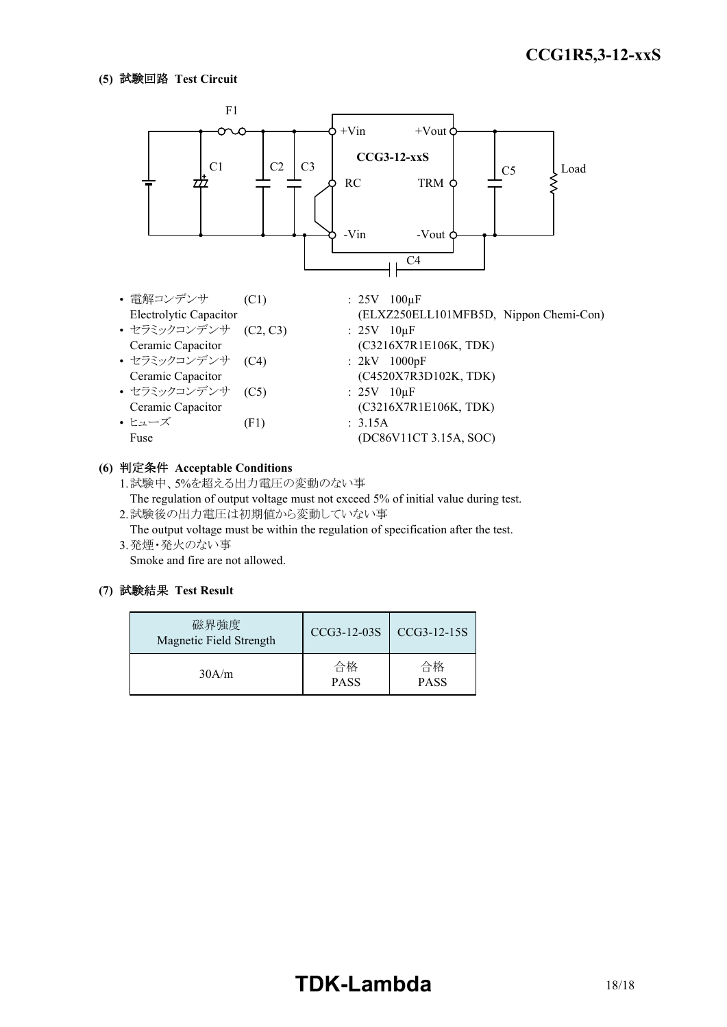**(5) 試験回路 Test Circuit**

F1

+Vin

+Vout

CCG3-12-xxS

C1

C2

C3

C5

Load

RC

TRM

-Vin

-Vout

C4

| | | |
|---|---|---|
| • 電解コンデンサ Electrolytic Capacitor | (C1) | : 25V 100μF (ELXZ250ELL101MFB5D, Nippon Chemi-Con) |
| • セラミックコンデンサ Ceramic Capacitor | (C2, C3) | : 25V 10μF (C3216X7R1E106K, TDK) |
| • セラミックコンデンサ Ceramic Capacitor | (C4) | : 2kV 1000pF (C4520X7R3D102K, TDK) |
| • セラミックコンデンサ Ceramic Capacitor | (C5) | : 25V 10μF (C3216X7R1E106K, TDK) |
| • ヒューズ Fuse | (F1) | : 3.15A (DC86V11CT 3.15A, SOC) |

**(6) 判定条件 Acceptable Conditions**

1. 試験中、5%を超える出力電圧の変動のない事
   The regulation of output voltage must not exceed 5% of initial value during test.
2. 試験後の出力電圧は初期値から変動していない事
   The output voltage must be within the regulation of specification after the test.
3. 発煙・発火のない事
   Smoke and fire are not allowed.

**(7) 試験結果 Test Result**

| 磁界強度 Magnetic Field Strength | CCG3-12-03S | CCG3-12-15S |
|---|---|---|
| 30A/m | 合格 PASS | 合格 PASS |